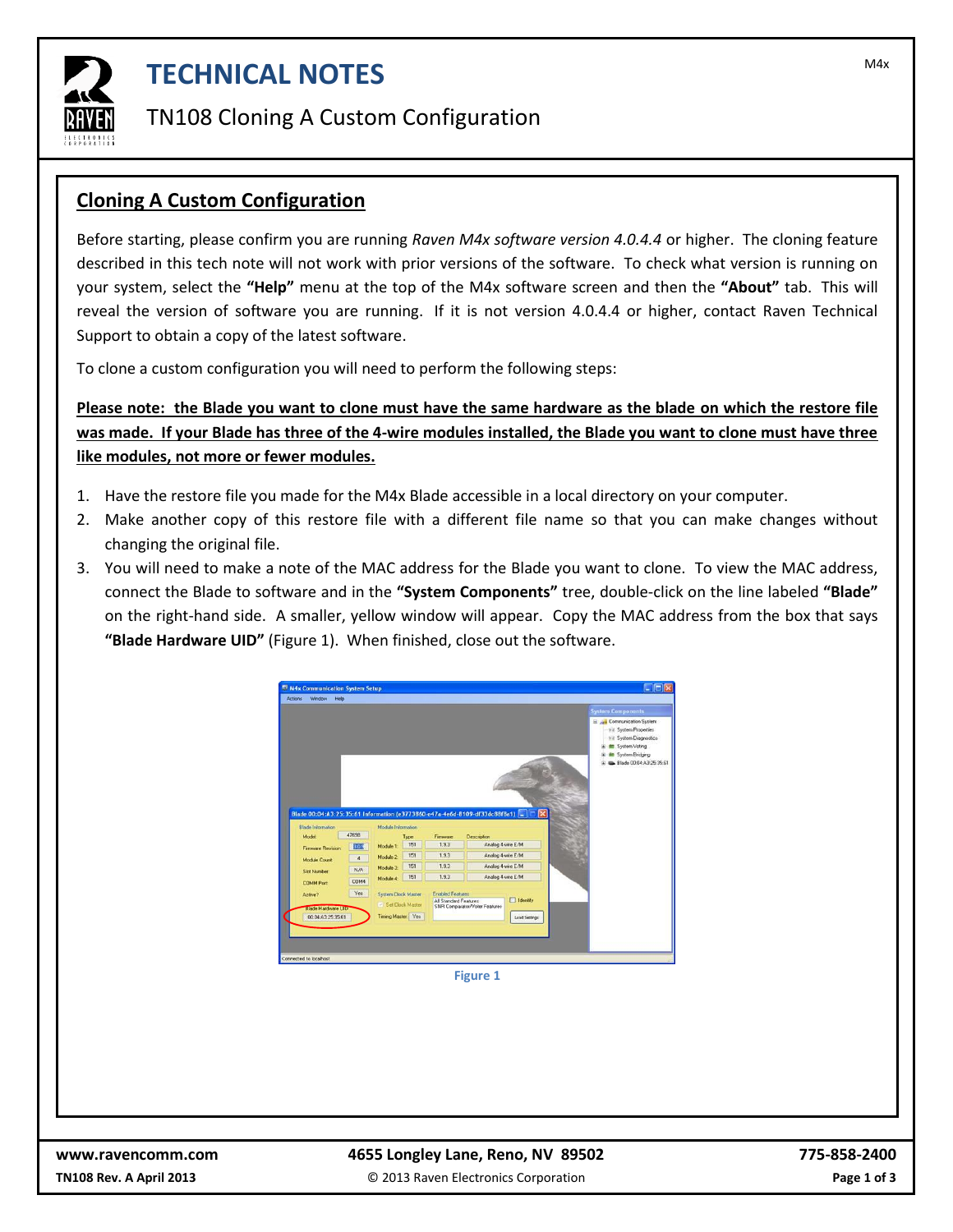# TECHNICAL NOTES

## TN108 Cloning A Custom Configuration

### Cloning A Custom Configuration

Before starting, please confirm you are running *Raven M4x software version 4.0.4.4* or higher. The cloning feature described in this tech note will not work with prior versions of the software. To check what version is running on your system, select the **"Help"** menu at the top of the M4x software screen and then the **"About"** tab. This will reveal the version of software you are running. If it is not version 4.0.4.4 or higher, contact Raven Technical Support to obtain a copy of the latest software.

To clone a custom configuration you will need to perform the following steps:

**Please note: the Blade you want to clone must have the same hardware as the blade on which the restore file was made. If your Blade has three of the 4-wire modules installed, the Blade you want to clone must have three like modules, not more or fewer modules.**

1. Have the restore file you made for the M4x Blade accessible in a local directory on your computer.
2. Make another copy of this restore file with a different file name so that you can make changes without changing the original file.
3. You will need to make a note of the MAC address for the Blade you want to clone. To view the MAC address, connect the Blade to software and in the **"System Components"** tree, double-click on the line labeled **"Blade"** on the right-hand side. A smaller, yellow window will appear. Copy the MAC address from the box that says **"Blade Hardware UID"** (Figure 1). When finished, close out the software.

Figure 1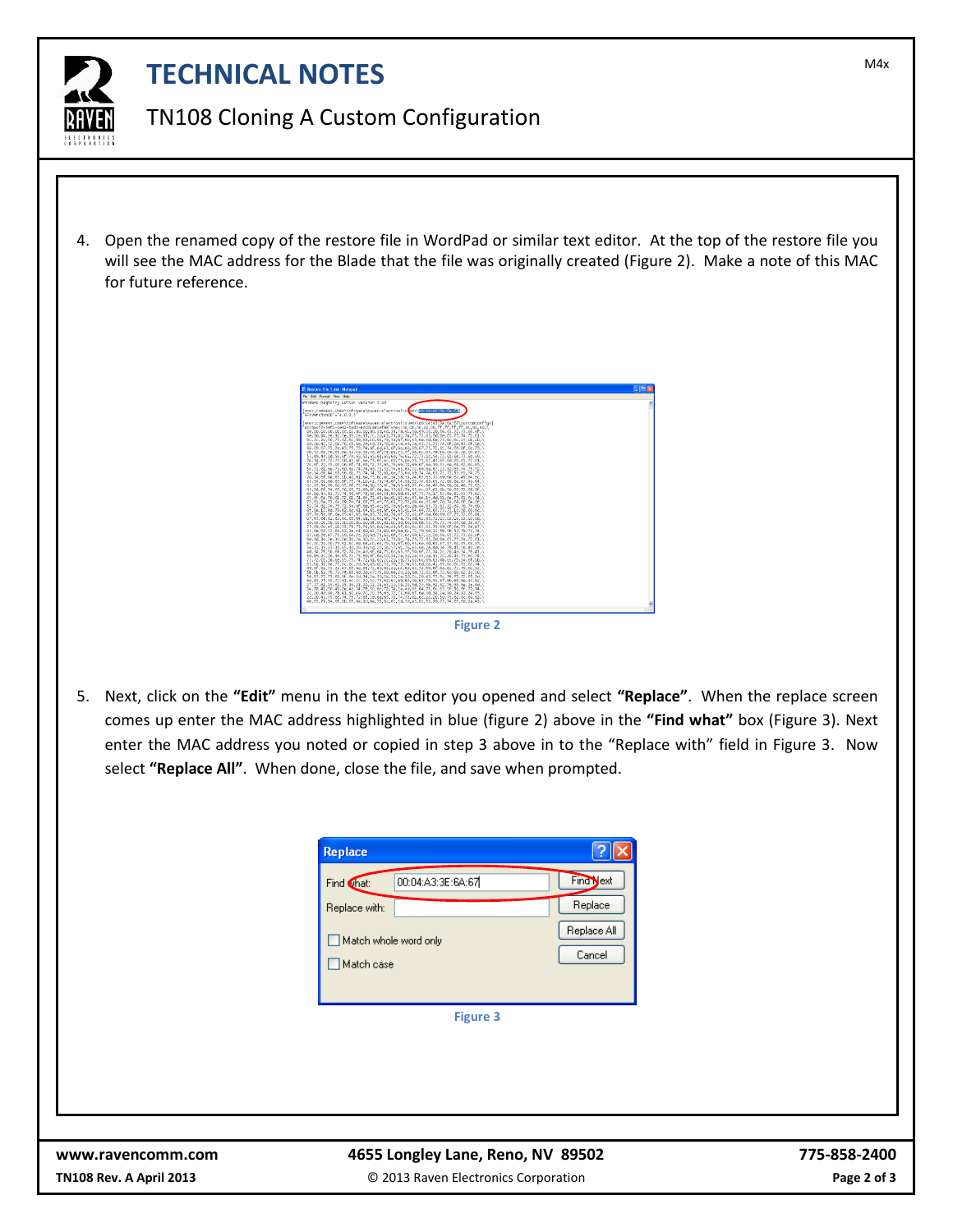4. Open the renamed copy of the restore file in WordPad or similar text editor. At the top of the restore file you will see the MAC address for the Blade that the file was originally created (Figure 2). Make a note of this MAC for future reference.

Figure 2

5. Next, click on the **"Edit"** menu in the text editor you opened and select **"Replace"**. When the replace screen comes up enter the MAC address highlighted in blue (figure 2) above in the **"Find what"** box (Figure 3). Next enter the MAC address you noted or copied in step 3 above in to the "Replace with" field in Figure 3. Now select **"Replace All"**. When done, close the file, and save when prompted.

Figure 3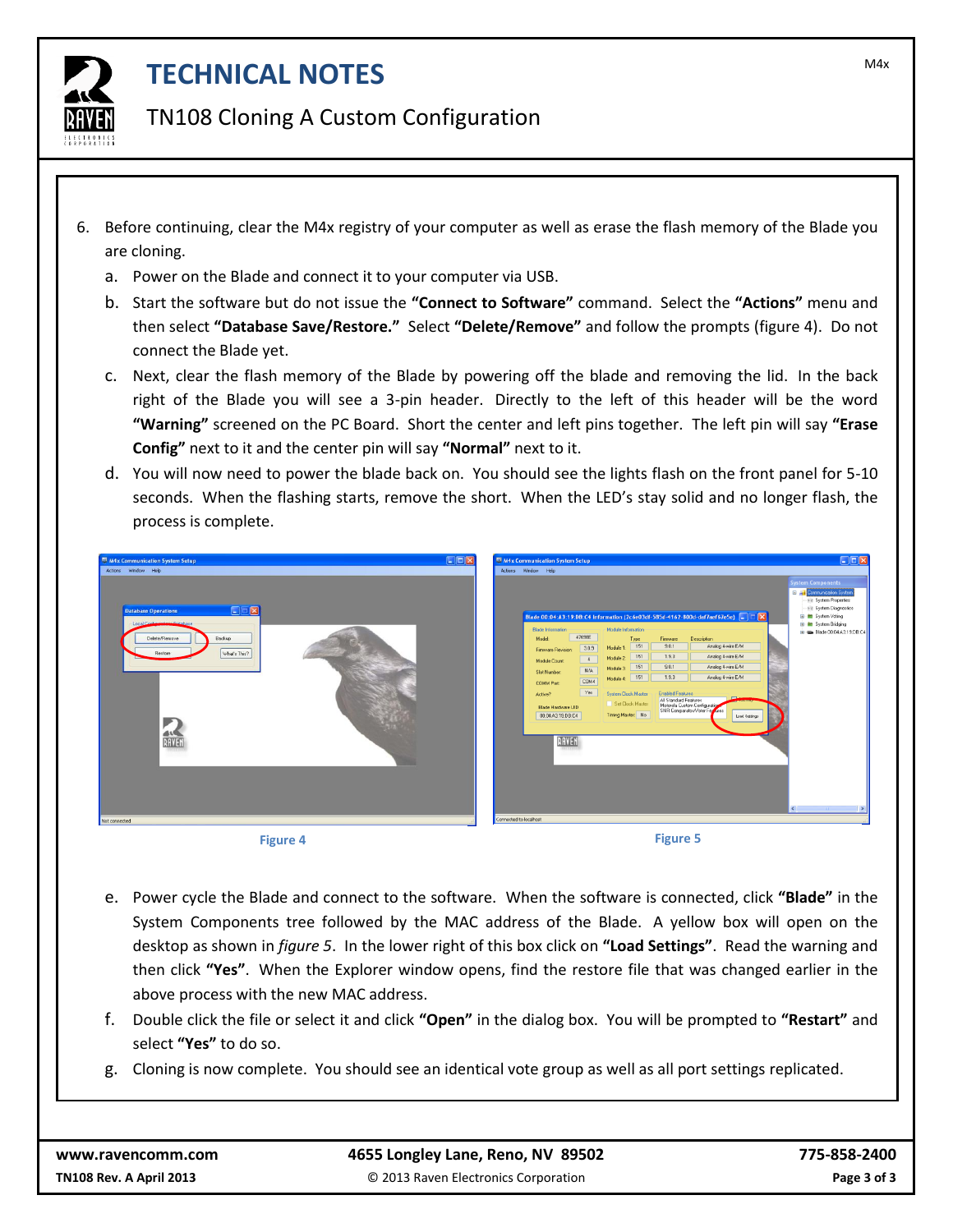6. Before continuing, clear the M4x registry of your computer as well as erase the flash memory of the Blade you are cloning.
   a. Power on the Blade and connect it to your computer via USB.
   b. Start the software but do not issue the **"Connect to Software"** command. Select the **"Actions"** menu and then select **"Database Save/Restore."** Select **"Delete/Remove"** and follow the prompts (figure 4). Do not connect the Blade yet.
   c. Next, clear the flash memory of the Blade by powering off the blade and removing the lid. In the back right of the Blade you will see a 3-pin header. Directly to the left of this header will be the word **"Warning"** screened on the PC Board. Short the center and left pins together. The left pin will say **"Erase Config"** next to it and the center pin will say **"Normal"** next to it.
   d. You will now need to power the blade back on. You should see the lights flash on the front panel for 5-10 seconds. When the flashing starts, remove the short. When the LED's stay solid and no longer flash, the process is complete.

Figure 4

Figure 5

   e. Power cycle the Blade and connect to the software. When the software is connected, click **"Blade"** in the System Components tree followed by the MAC address of the Blade. A yellow box will open on the desktop as shown in *figure 5*. In the lower right of this box click on **"Load Settings"**. Read the warning and then click **"Yes"**. When the Explorer window opens, find the restore file that was changed earlier in the above process with the new MAC address.
   f. Double click the file or select it and click **"Open"** in the dialog box. You will be prompted to **"Restart"** and select **"Yes"** to do so.
   g. Cloning is now complete. You should see an identical vote group as well as all port settings replicated.